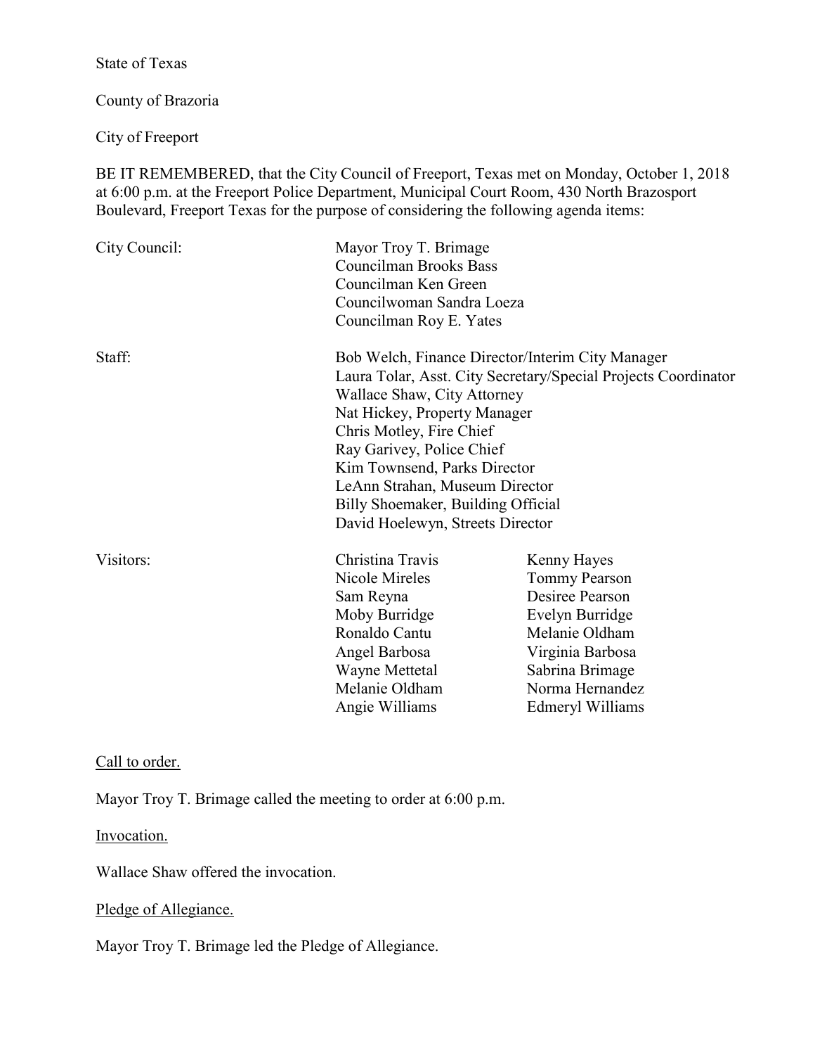State of Texas

County of Brazoria

City of Freeport

BE IT REMEMBERED, that the City Council of Freeport, Texas met on Monday, October 1, 2018 at 6:00 p.m. at the Freeport Police Department, Municipal Court Room, 430 North Brazosport Boulevard, Freeport Texas for the purpose of considering the following agenda items:

City Council:

Mayor Troy T. Brimage
Councilman Brooks Bass
Councilman Ken Green
Councilwoman Sandra Loeza
Councilman Roy E. Yates

Staff:

Bob Welch, Finance Director/Interim City Manager
Laura Tolar, Asst. City Secretary/Special Projects Coordinator
Wallace Shaw, City Attorney
Nat Hickey, Property Manager
Chris Motley, Fire Chief
Ray Garivey, Police Chief
Kim Townsend, Parks Director
LeAnn Strahan, Museum Director
Billy Shoemaker, Building Official
David Hoelewyn, Streets Director

Visitors:

| | |
|---|---|
| Christina Travis | Kenny Hayes |
| Nicole Mireles | Tommy Pearson |
| Sam Reyna | Desiree Pearson |
| Moby Burridge | Evelyn Burridge |
| Ronaldo Cantu | Melanie Oldham |
| Angel Barbosa | Virginia Barbosa |
| Wayne Mettetal | Sabrina Brimage |
| Melanie Oldham | Norma Hernandez |
| Angie Williams | Edmeryl Williams |

Call to order.

Mayor Troy T. Brimage called the meeting to order at 6:00 p.m.

Invocation.

Wallace Shaw offered the invocation.

Pledge of Allegiance.

Mayor Troy T. Brimage led the Pledge of Allegiance.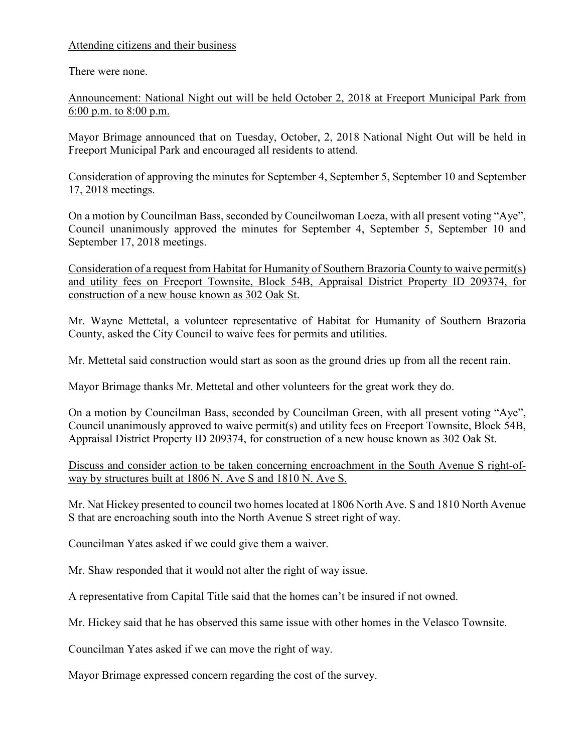Attending citizens and their business

There were none.

Announcement: National Night out will be held October 2, 2018 at Freeport Municipal Park from 6:00 p.m. to 8:00 p.m.

Mayor Brimage announced that on Tuesday, October, 2, 2018 National Night Out will be held in Freeport Municipal Park and encouraged all residents to attend.

Consideration of approving the minutes for September 4, September 5, September 10 and September 17, 2018 meetings.

On a motion by Councilman Bass, seconded by Councilwoman Loeza, with all present voting "Aye", Council unanimously approved the minutes for September 4, September 5, September 10 and September 17, 2018 meetings.

Consideration of a request from Habitat for Humanity of Southern Brazoria County to waive permit(s) and utility fees on Freeport Townsite, Block 54B, Appraisal District Property ID 209374, for construction of a new house known as 302 Oak St.

Mr. Wayne Mettetal, a volunteer representative of Habitat for Humanity of Southern Brazoria County, asked the City Council to waive fees for permits and utilities.

Mr. Mettetal said construction would start as soon as the ground dries up from all the recent rain.

Mayor Brimage thanks Mr. Mettetal and other volunteers for the great work they do.

On a motion by Councilman Bass, seconded by Councilman Green, with all present voting "Aye", Council unanimously approved to waive permit(s) and utility fees on Freeport Townsite, Block 54B, Appraisal District Property ID 209374, for construction of a new house known as 302 Oak St.

Discuss and consider action to be taken concerning encroachment in the South Avenue S right-of-way by structures built at 1806 N. Ave S and 1810 N. Ave S.

Mr. Nat Hickey presented to council two homes located at 1806 North Ave. S and 1810 North Avenue S that are encroaching south into the North Avenue S street right of way.

Councilman Yates asked if we could give them a waiver.

Mr. Shaw responded that it would not alter the right of way issue.

A representative from Capital Title said that the homes can't be insured if not owned.

Mr. Hickey said that he has observed this same issue with other homes in the Velasco Townsite.

Councilman Yates asked if we can move the right of way.

Mayor Brimage expressed concern regarding the cost of the survey.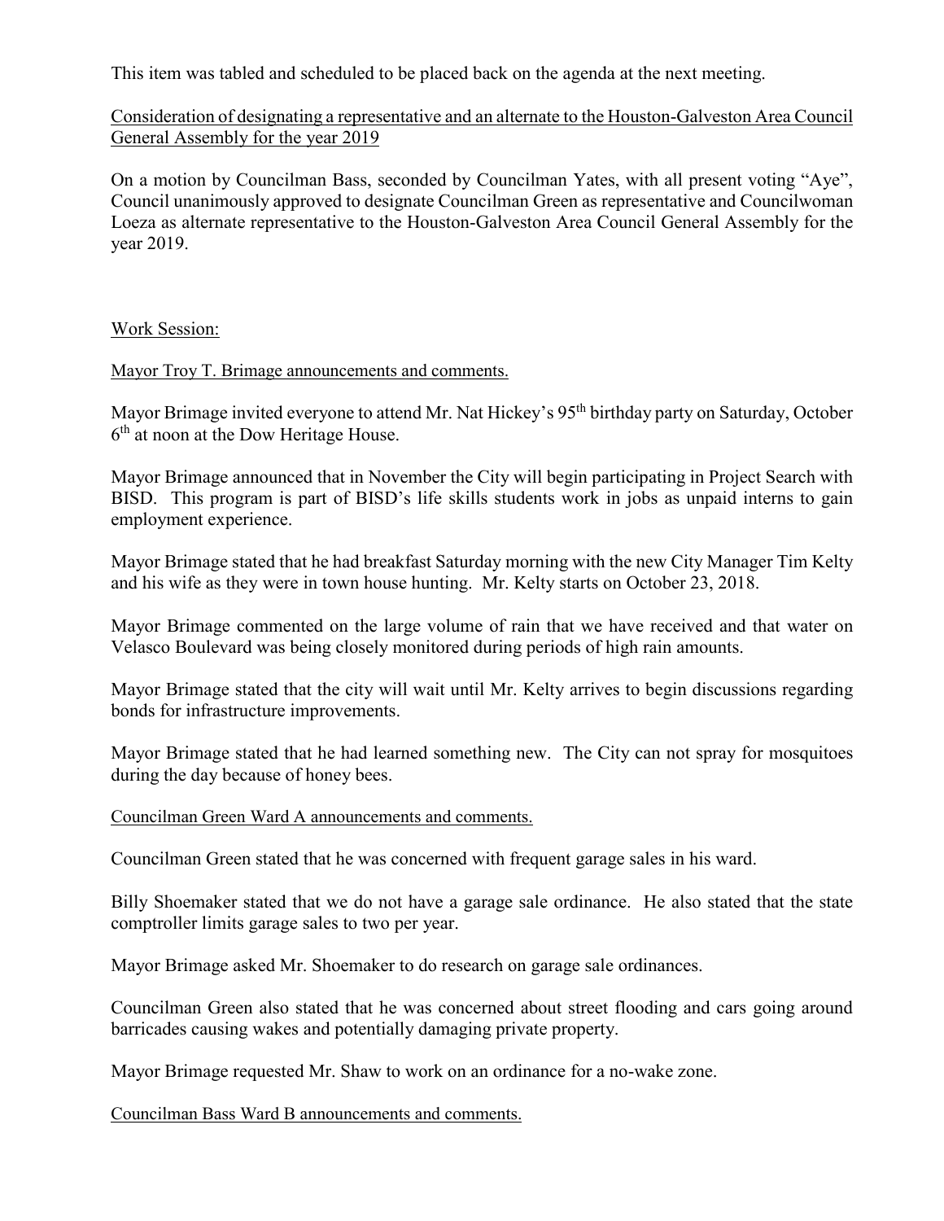This item was tabled and scheduled to be placed back on the agenda at the next meeting.

Consideration of designating a representative and an alternate to the Houston-Galveston Area Council General Assembly for the year 2019

On a motion by Councilman Bass, seconded by Councilman Yates, with all present voting "Aye", Council unanimously approved to designate Councilman Green as representative and Councilwoman Loeza as alternate representative to the Houston-Galveston Area Council General Assembly for the year 2019.

Work Session:

Mayor Troy T. Brimage announcements and comments.

Mayor Brimage invited everyone to attend Mr. Nat Hickey's 95th birthday party on Saturday, October 6th at noon at the Dow Heritage House.

Mayor Brimage announced that in November the City will begin participating in Project Search with BISD. This program is part of BISD's life skills students work in jobs as unpaid interns to gain employment experience.

Mayor Brimage stated that he had breakfast Saturday morning with the new City Manager Tim Kelty and his wife as they were in town house hunting. Mr. Kelty starts on October 23, 2018.

Mayor Brimage commented on the large volume of rain that we have received and that water on Velasco Boulevard was being closely monitored during periods of high rain amounts.

Mayor Brimage stated that the city will wait until Mr. Kelty arrives to begin discussions regarding bonds for infrastructure improvements.

Mayor Brimage stated that he had learned something new. The City can not spray for mosquitoes during the day because of honey bees.

Councilman Green Ward A announcements and comments.

Councilman Green stated that he was concerned with frequent garage sales in his ward.

Billy Shoemaker stated that we do not have a garage sale ordinance. He also stated that the state comptroller limits garage sales to two per year.

Mayor Brimage asked Mr. Shoemaker to do research on garage sale ordinances.

Councilman Green also stated that he was concerned about street flooding and cars going around barricades causing wakes and potentially damaging private property.

Mayor Brimage requested Mr. Shaw to work on an ordinance for a no-wake zone.

Councilman Bass Ward B announcements and comments.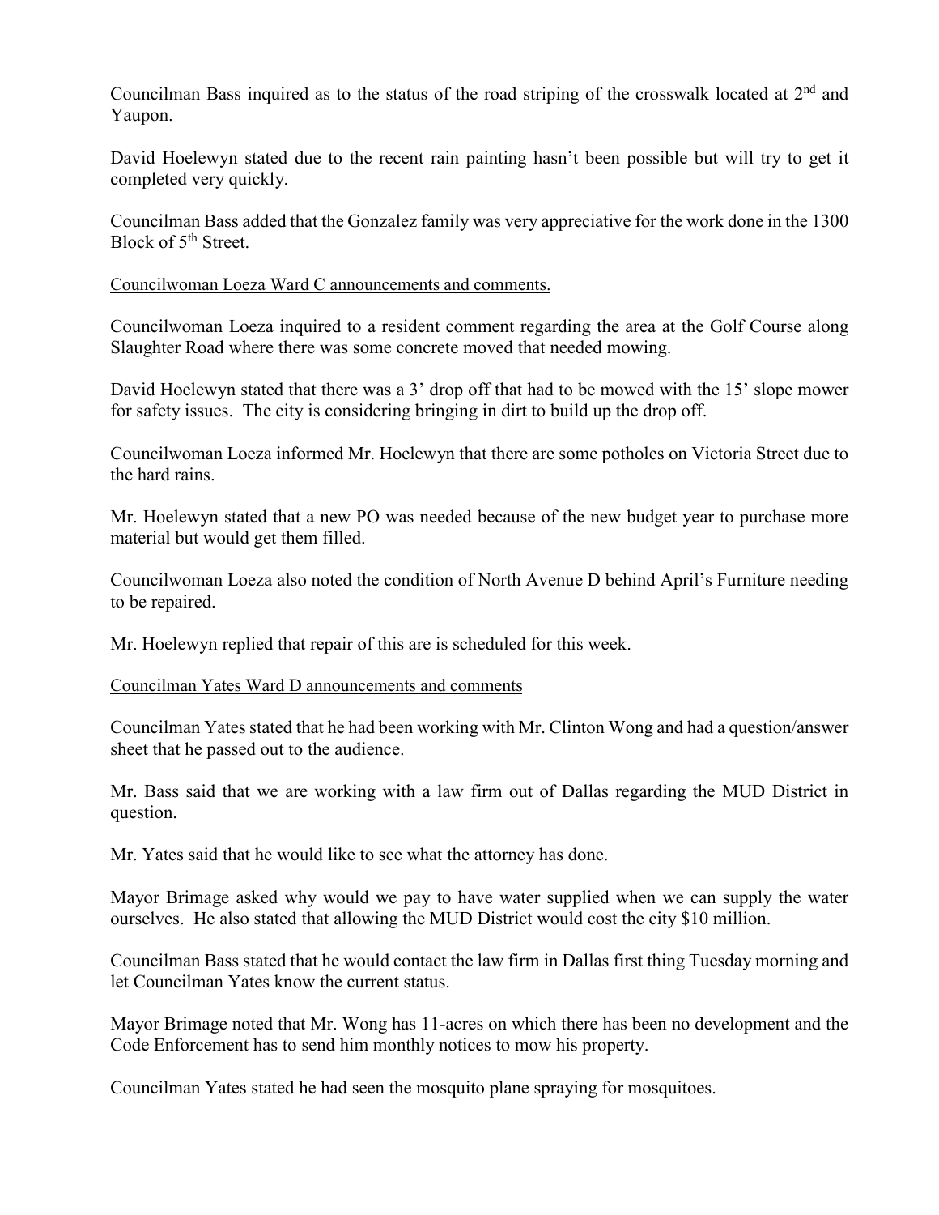Councilman Bass inquired as to the status of the road striping of the crosswalk located at 2nd and Yaupon.

David Hoelewyn stated due to the recent rain painting hasn't been possible but will try to get it completed very quickly.

Councilman Bass added that the Gonzalez family was very appreciative for the work done in the 1300 Block of 5th Street.

Councilwoman Loeza Ward C announcements and comments.

Councilwoman Loeza inquired to a resident comment regarding the area at the Golf Course along Slaughter Road where there was some concrete moved that needed mowing.

David Hoelewyn stated that there was a 3' drop off that had to be mowed with the 15' slope mower for safety issues. The city is considering bringing in dirt to build up the drop off.

Councilwoman Loeza informed Mr. Hoelewyn that there are some potholes on Victoria Street due to the hard rains.

Mr. Hoelewyn stated that a new PO was needed because of the new budget year to purchase more material but would get them filled.

Councilwoman Loeza also noted the condition of North Avenue D behind April's Furniture needing to be repaired.

Mr. Hoelewyn replied that repair of this are is scheduled for this week.

Councilman Yates Ward D announcements and comments

Councilman Yates stated that he had been working with Mr. Clinton Wong and had a question/answer sheet that he passed out to the audience.

Mr. Bass said that we are working with a law firm out of Dallas regarding the MUD District in question.

Mr. Yates said that he would like to see what the attorney has done.

Mayor Brimage asked why would we pay to have water supplied when we can supply the water ourselves. He also stated that allowing the MUD District would cost the city $10 million.

Councilman Bass stated that he would contact the law firm in Dallas first thing Tuesday morning and let Councilman Yates know the current status.

Mayor Brimage noted that Mr. Wong has 11-acres on which there has been no development and the Code Enforcement has to send him monthly notices to mow his property.

Councilman Yates stated he had seen the mosquito plane spraying for mosquitoes.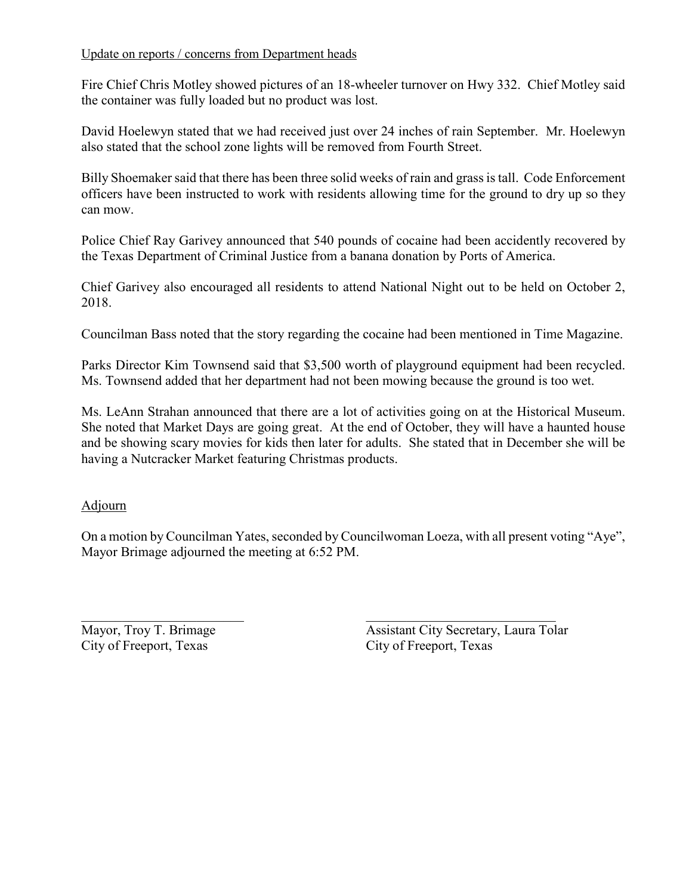Update on reports / concerns from Department heads

Fire Chief Chris Motley showed pictures of an 18-wheeler turnover on Hwy 332. Chief Motley said the container was fully loaded but no product was lost.

David Hoelewyn stated that we had received just over 24 inches of rain September. Mr. Hoelewyn also stated that the school zone lights will be removed from Fourth Street.

Billy Shoemaker said that there has been three solid weeks of rain and grass is tall. Code Enforcement officers have been instructed to work with residents allowing time for the ground to dry up so they can mow.

Police Chief Ray Garivey announced that 540 pounds of cocaine had been accidently recovered by the Texas Department of Criminal Justice from a banana donation by Ports of America.

Chief Garivey also encouraged all residents to attend National Night out to be held on October 2, 2018.

Councilman Bass noted that the story regarding the cocaine had been mentioned in Time Magazine.

Parks Director Kim Townsend said that $3,500 worth of playground equipment had been recycled. Ms. Townsend added that her department had not been mowing because the ground is too wet.

Ms. LeAnn Strahan announced that there are a lot of activities going on at the Historical Museum. She noted that Market Days are going great. At the end of October, they will have a haunted house and be showing scary movies for kids then later for adults. She stated that in December she will be having a Nutcracker Market featuring Christmas products.

Adjourn

On a motion by Councilman Yates, seconded by Councilwoman Loeza, with all present voting "Aye", Mayor Brimage adjourned the meeting at 6:52 PM.

\_\_\_\_\_\_\_\_\_\_\_\_\_\_\_\_\_\_\_\_\_\_\_\_\_\_
Mayor, Troy T. Brimage
City of Freeport, Texas

\_\_\_\_\_\_\_\_\_\_\_\_\_\_\_\_\_\_\_\_\_\_\_\_\_\_\_\_\_\_
Assistant City Secretary, Laura Tolar
City of Freeport, Texas